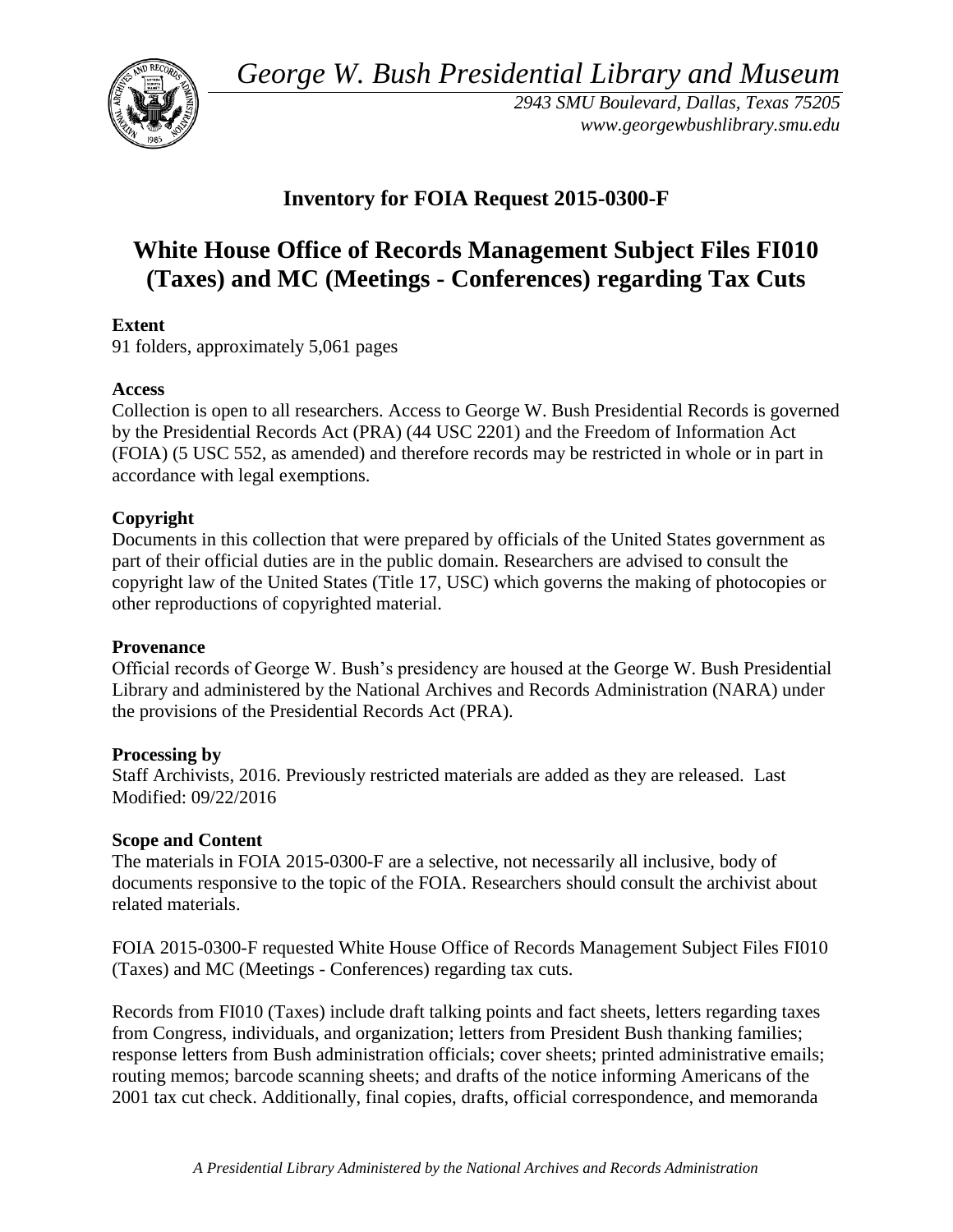*George W. Bush Presidential Library and Museum*

*2943 SMU Boulevard, Dallas, Texas 75205*
*www.georgewbushlibrary.smu.edu*

## Inventory for FOIA Request 2015-0300-F

# White House Office of Records Management Subject Files FI010 (Taxes) and MC (Meetings - Conferences) regarding Tax Cuts

**Extent**
91 folders, approximately 5,061 pages

**Access**
Collection is open to all researchers. Access to George W. Bush Presidential Records is governed by the Presidential Records Act (PRA) (44 USC 2201) and the Freedom of Information Act (FOIA) (5 USC 552, as amended) and therefore records may be restricted in whole or in part in accordance with legal exemptions.

**Copyright**
Documents in this collection that were prepared by officials of the United States government as part of their official duties are in the public domain. Researchers are advised to consult the copyright law of the United States (Title 17, USC) which governs the making of photocopies or other reproductions of copyrighted material.

**Provenance**
Official records of George W. Bush's presidency are housed at the George W. Bush Presidential Library and administered by the National Archives and Records Administration (NARA) under the provisions of the Presidential Records Act (PRA).

**Processing by**
Staff Archivists, 2016. Previously restricted materials are added as they are released. Last Modified: 09/22/2016

**Scope and Content**
The materials in FOIA 2015-0300-F are a selective, not necessarily all inclusive, body of documents responsive to the topic of the FOIA. Researchers should consult the archivist about related materials.

FOIA 2015-0300-F requested White House Office of Records Management Subject Files FI010 (Taxes) and MC (Meetings - Conferences) regarding tax cuts.

Records from FI010 (Taxes) include draft talking points and fact sheets, letters regarding taxes from Congress, individuals, and organization; letters from President Bush thanking families; response letters from Bush administration officials; cover sheets; printed administrative emails; routing memos; barcode scanning sheets; and drafts of the notice informing Americans of the 2001 tax cut check. Additionally, final copies, drafts, official correspondence, and memoranda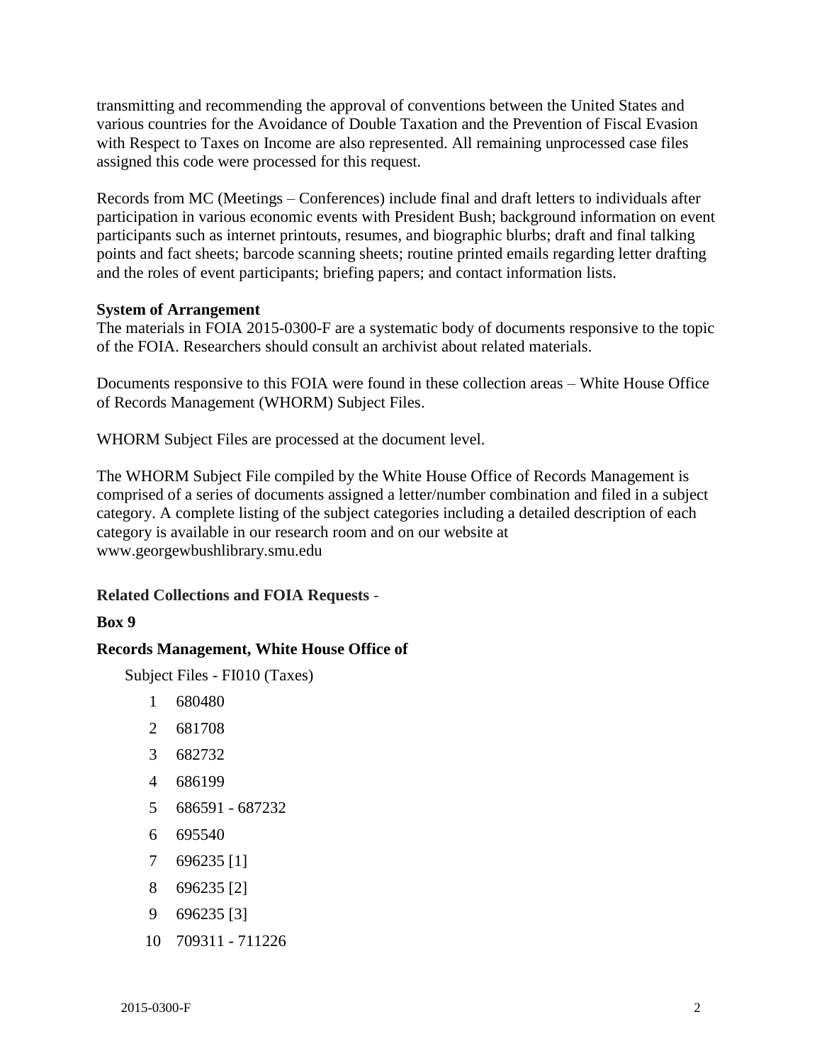transmitting and recommending the approval of conventions between the United States and various countries for the Avoidance of Double Taxation and the Prevention of Fiscal Evasion with Respect to Taxes on Income are also represented. All remaining unprocessed case files assigned this code were processed for this request.

Records from MC (Meetings – Conferences) include final and draft letters to individuals after participation in various economic events with President Bush; background information on event participants such as internet printouts, resumes, and biographic blurbs; draft and final talking points and fact sheets; barcode scanning sheets; routine printed emails regarding letter drafting and the roles of event participants; briefing papers; and contact information lists.

**System of Arrangement**

The materials in FOIA 2015-0300-F are a systematic body of documents responsive to the topic of the FOIA. Researchers should consult an archivist about related materials.

Documents responsive to this FOIA were found in these collection areas – White House Office of Records Management (WHORM) Subject Files.

WHORM Subject Files are processed at the document level.

The WHORM Subject File compiled by the White House Office of Records Management is comprised of a series of documents assigned a letter/number combination and filed in a subject category. A complete listing of the subject categories including a detailed description of each category is available in our research room and on our website at www.georgewbushlibrary.smu.edu

**Related Collections and FOIA Requests** -

**Box 9**

**Records Management, White House Office of**

Subject Files - FI010 (Taxes)

1 680480

2 681708

3 682732

4 686199

5 686591 - 687232

6 695540

7 696235 [1]

8 696235 [2]

9 696235 [3]

10 709311 - 711226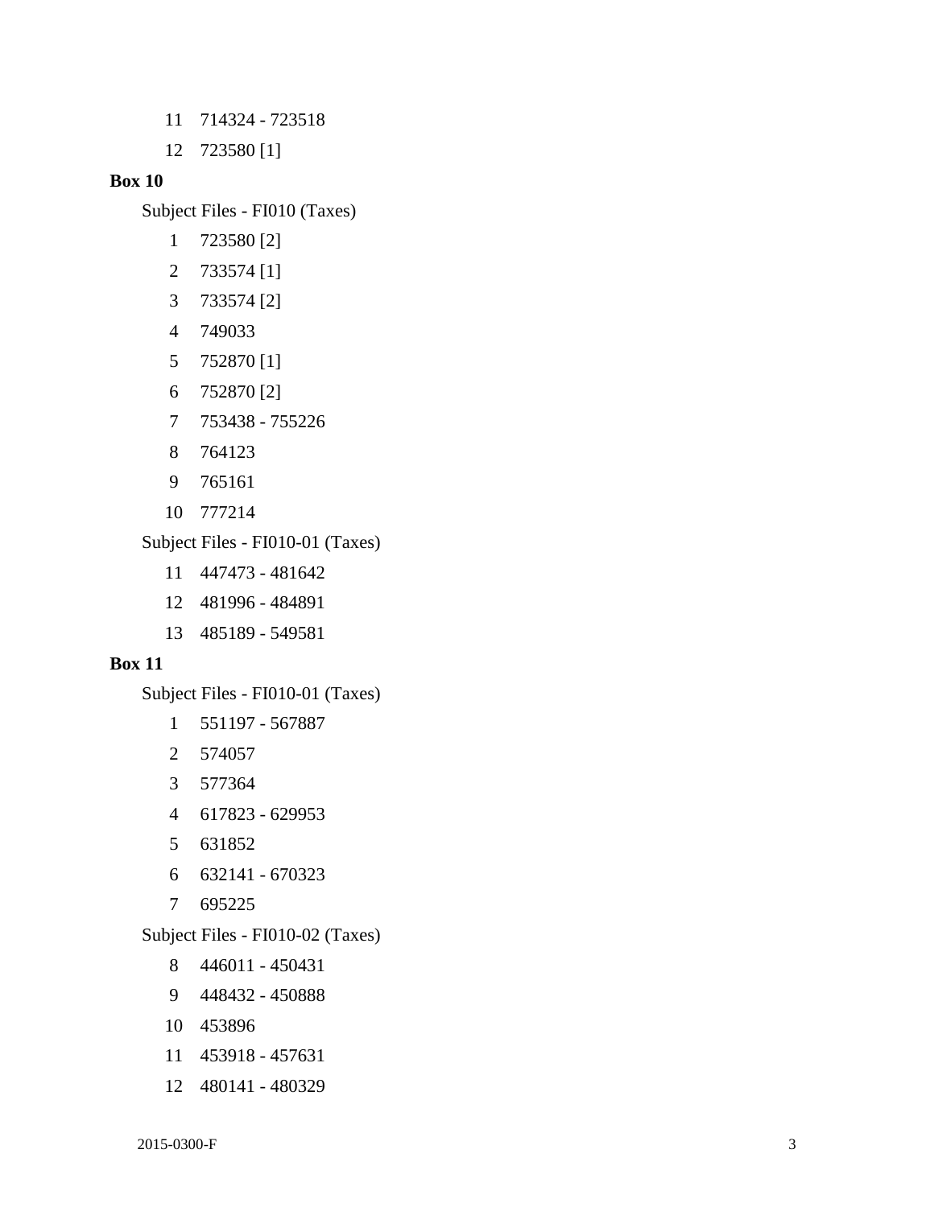11 714324 - 723518

12 723580 [1]

**Box 10**

Subject Files - FI010 (Taxes)

1 723580 [2]

2 733574 [1]

3 733574 [2]

4 749033

5 752870 [1]

6 752870 [2]

7 753438 - 755226

8 764123

9 765161

10 777214

Subject Files - FI010-01 (Taxes)

11 447473 - 481642

12 481996 - 484891

13 485189 - 549581

**Box 11**

Subject Files - FI010-01 (Taxes)

1 551197 - 567887

2 574057

3 577364

4 617823 - 629953

5 631852

6 632141 - 670323

7 695225

Subject Files - FI010-02 (Taxes)

8 446011 - 450431

9 448432 - 450888

10 453896

11 453918 - 457631

12 480141 - 480329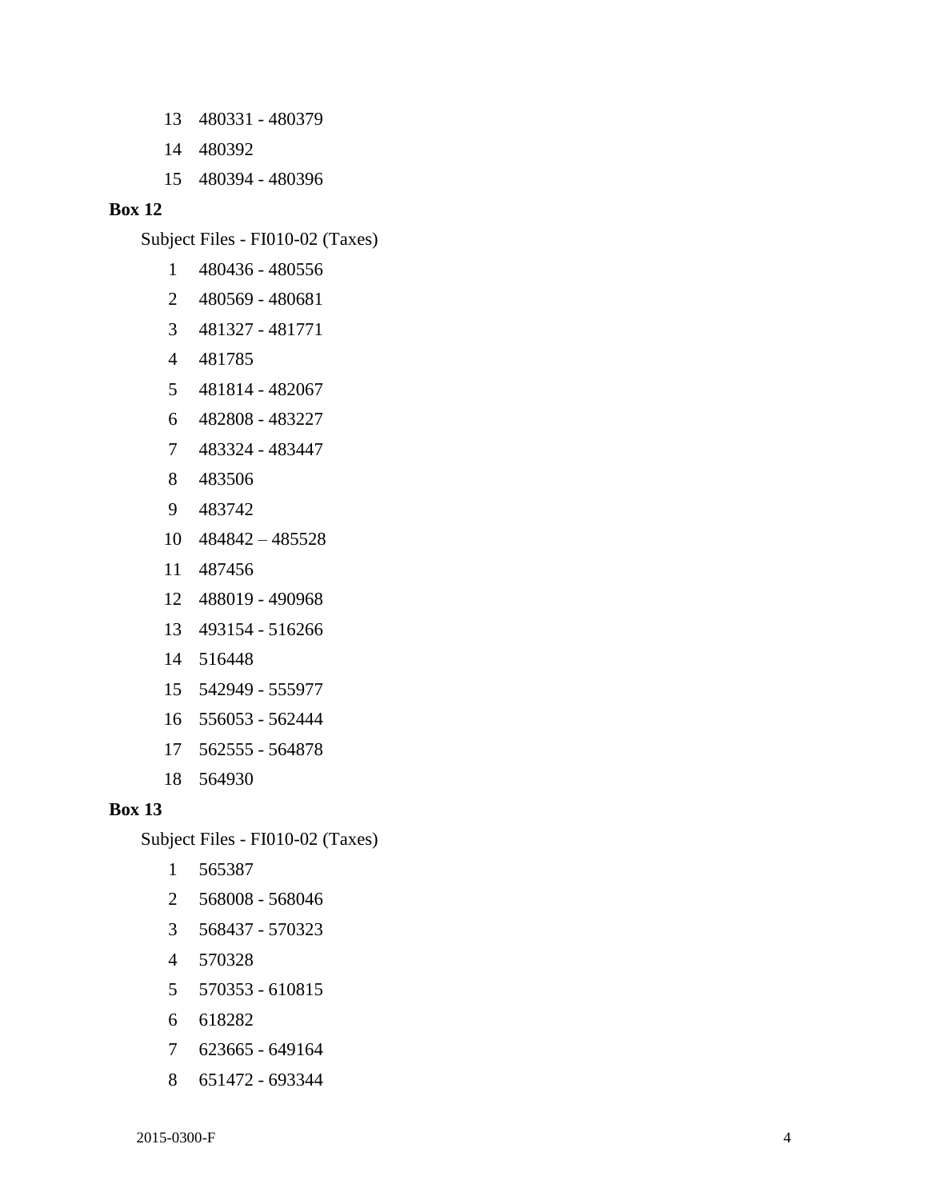13 480331 - 480379

14 480392

15 480394 - 480396

**Box 12**

Subject Files - FI010-02 (Taxes)

1 480436 - 480556

2 480569 - 480681

3 481327 - 481771

4 481785

5 481814 - 482067

6 482808 - 483227

7 483324 - 483447

8 483506

9 483742

10 484842 – 485528

11 487456

12 488019 - 490968

13 493154 - 516266

14 516448

15 542949 - 555977

16 556053 - 562444

17 562555 - 564878

18 564930

**Box 13**

Subject Files - FI010-02 (Taxes)

1 565387

2 568008 - 568046

3 568437 - 570323

4 570328

5 570353 - 610815

6 618282

7 623665 - 649164

8 651472 - 693344

2015-0300-F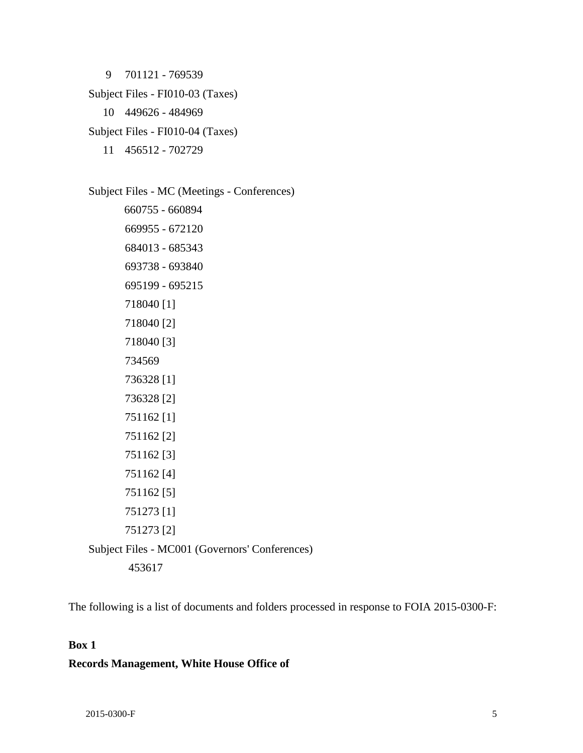9 701121 - 769539

Subject Files - FI010-03 (Taxes)

10 449626 - 484969

Subject Files - FI010-04 (Taxes)

11 456512 - 702729

Subject Files - MC (Meetings - Conferences)

660755 - 660894

669955 - 672120

684013 - 685343

693738 - 693840

695199 - 695215

718040 [1]

718040 [2]

718040 [3]

734569

736328 [1]

736328 [2]

751162 [1]

751162 [2]

751162 [3]

751162 [4]

751162 [5]

751273 [1]

751273 [2]

Subject Files - MC001 (Governors' Conferences)

453617

The following is a list of documents and folders processed in response to FOIA 2015-0300-F:

**Box 1**

**Records Management, White House Office of**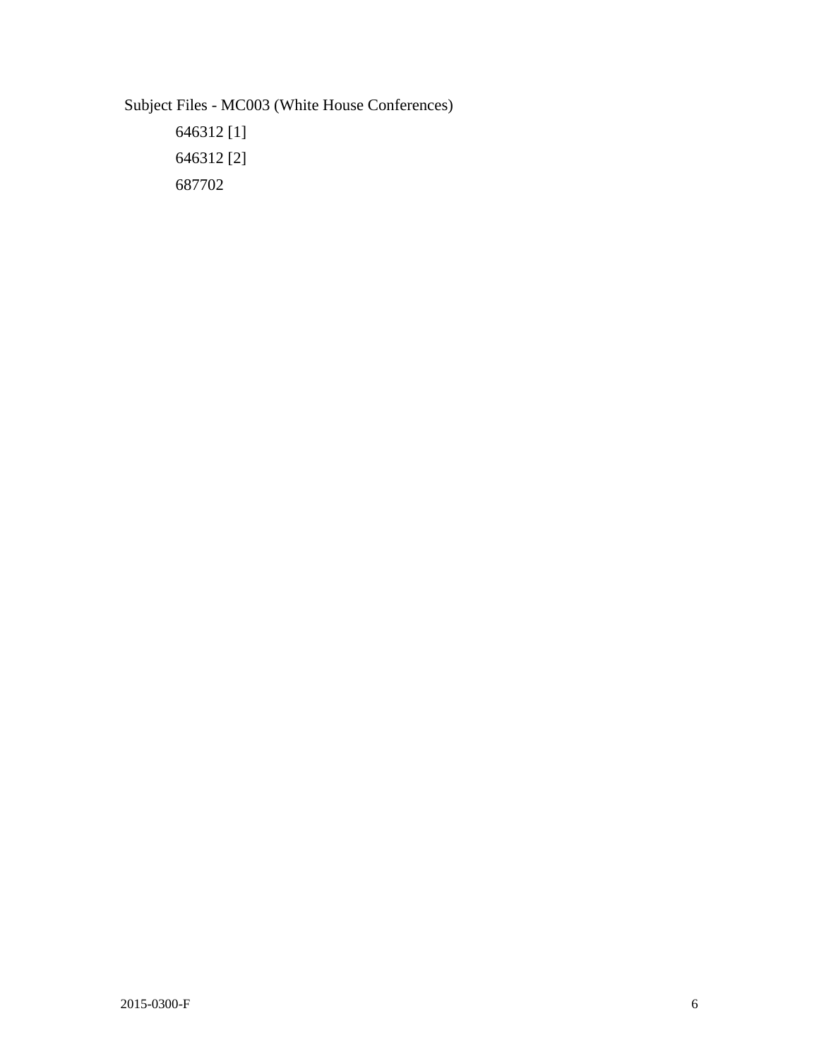Subject Files - MC003 (White House Conferences)

646312 [1]

646312 [2]

687702